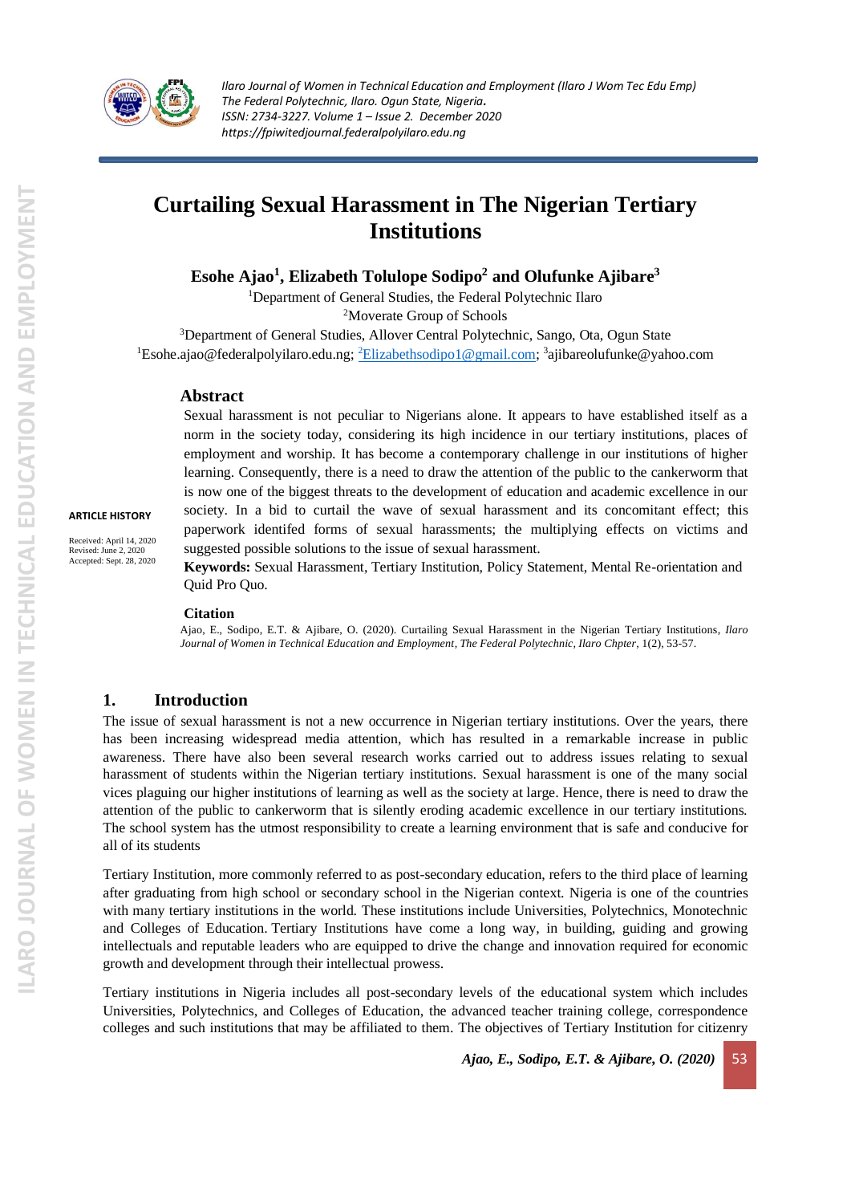# Curtailing Sexual Harassment in The Nigerian Tertiary Institutions

**Esohe Ajao[1], Elizabeth Tolulope Sodipo[2] and Olufunke Ajibare[3]**

[1]Department of General Studies, the Federal Polytechnic Ilaro
[2]Moverate Group of Schools
[3]Department of General Studies, Allover Central Polytechnic, Sango, Ota, Ogun State
[1]Esohe.ajao@federalpolyilaro.edu.ng; [2]Elizabethsodipo1@gmail.com; [3]ajibareolufunke@yahoo.com

**ARTICLE HISTORY**

Received: April 14, 2020
Revised: June 2, 2020
Accepted: Sept. 28, 2020

## Abstract

Sexual harassment is not peculiar to Nigerians alone. It appears to have established itself as a norm in the society today, considering its high incidence in our tertiary institutions, places of employment and worship. It has become a contemporary challenge in our institutions of higher learning. Consequently, there is a need to draw the attention of the public to the cankerworm that is now one of the biggest threats to the development of education and academic excellence in our society. In a bid to curtail the wave of sexual harassment and its concomitant effect; this paperwork identifed forms of sexual harassments; the multiplying effects on victims and suggested possible solutions to the issue of sexual harassment.

**Keywords:** Sexual Harassment, Tertiary Institution, Policy Statement, Mental Re-orientation and Quid Pro Quo.

### Citation

Ajao, E., Sodipo, E.T. & Ajibare, O. (2020). Curtailing Sexual Harassment in the Nigerian Tertiary Institutions, *Ilaro Journal of Women in Technical Education and Employment, The Federal Polytechnic, Ilaro Chpter*, 1(2), 53-57.

## 1. Introduction

The issue of sexual harassment is not a new occurrence in Nigerian tertiary institutions. Over the years, there has been increasing widespread media attention, which has resulted in a remarkable increase in public awareness. There have also been several research works carried out to address issues relating to sexual harassment of students within the Nigerian tertiary institutions. Sexual harassment is one of the many social vices plaguing our higher institutions of learning as well as the society at large. Hence, there is need to draw the attention of the public to cankerworm that is silently eroding academic excellence in our tertiary institutions. The school system has the utmost responsibility to create a learning environment that is safe and conducive for all of its students

Tertiary Institution, more commonly referred to as post-secondary education, refers to the third place of learning after graduating from high school or secondary school in the Nigerian context. Nigeria is one of the countries with many tertiary institutions in the world. These institutions include Universities, Polytechnics, Monotechnic and Colleges of Education. Tertiary Institutions have come a long way, in building, guiding and growing intellectuals and reputable leaders who are equipped to drive the change and innovation required for economic growth and development through their intellectual prowess.

Tertiary institutions in Nigeria includes all post-secondary levels of the educational system which includes Universities, Polytechnics, and Colleges of Education, the advanced teacher training college, correspondence colleges and such institutions that may be affiliated to them. The objectives of Tertiary Institution for citizenry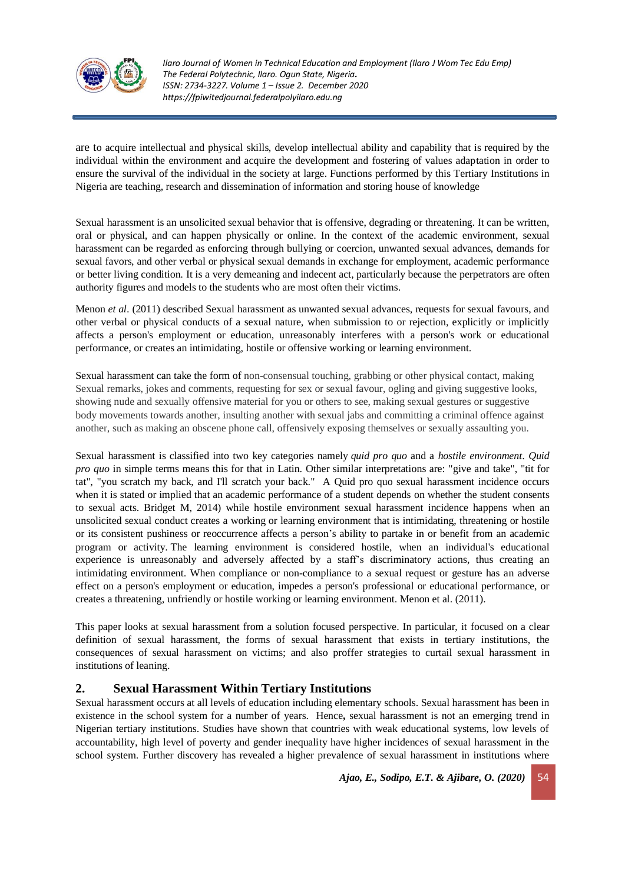are to acquire intellectual and physical skills, develop intellectual ability and capability that is required by the individual within the environment and acquire the development and fostering of values adaptation in order to ensure the survival of the individual in the society at large. Functions performed by this Tertiary Institutions in Nigeria are teaching, research and dissemination of information and storing house of knowledge

Sexual harassment is an unsolicited sexual behavior that is offensive, degrading or threatening. It can be written, oral or physical, and can happen physically or online. In the context of the academic environment, sexual harassment can be regarded as enforcing through bullying or coercion, unwanted sexual advances, demands for sexual favors, and other verbal or physical sexual demands in exchange for employment, academic performance or better living condition. It is a very demeaning and indecent act, particularly because the perpetrators are often authority figures and models to the students who are most often their victims.

Menon *et al*. (2011) described Sexual harassment as unwanted sexual advances, requests for sexual favours, and other verbal or physical conducts of a sexual nature, when submission to or rejection, explicitly or implicitly affects a person's employment or education, unreasonably interferes with a person's work or educational performance, or creates an intimidating, hostile or offensive working or learning environment.

Sexual harassment can take the form of non-consensual touching, grabbing or other physical contact, making Sexual remarks, jokes and comments, requesting for sex or sexual favour, ogling and giving suggestive looks, showing nude and sexually offensive material for you or others to see, making sexual gestures or suggestive body movements towards another, insulting another with sexual jabs and committing a criminal offence against another, such as making an obscene phone call, offensively exposing themselves or sexually assaulting you.

Sexual harassment is classified into two key categories namely *quid pro quo* and a *hostile environment*. *Quid pro quo* in simple terms means this for that in Latin. Other similar interpretations are: "give and take", "tit for tat", "you scratch my back, and I'll scratch your back." A Quid pro quo sexual harassment incidence occurs when it is stated or implied that an academic performance of a student depends on whether the student consents to sexual acts. Bridget M, 2014) while hostile environment sexual harassment incidence happens when an unsolicited sexual conduct creates a working or learning environment that is intimidating, threatening or hostile or its consistent pushiness or reoccurrence affects a person's ability to partake in or benefit from an academic program or activity. The learning environment is considered hostile, when an individual's educational experience is unreasonably and adversely affected by a staff's discriminatory actions, thus creating an intimidating environment. When compliance or non-compliance to a sexual request or gesture has an adverse effect on a person's employment or education, impedes a person's professional or educational performance, or creates a threatening, unfriendly or hostile working or learning environment. Menon et al. (2011).

This paper looks at sexual harassment from a solution focused perspective. In particular, it focused on a clear definition of sexual harassment, the forms of sexual harassment that exists in tertiary institutions, the consequences of sexual harassment on victims; and also proffer strategies to curtail sexual harassment in institutions of leaning.

## 2. Sexual Harassment Within Tertiary Institutions

Sexual harassment occurs at all levels of education including elementary schools. Sexual harassment has been in existence in the school system for a number of years. Hence**,** sexual harassment is not an emerging trend in Nigerian tertiary institutions. Studies have shown that countries with weak educational systems, low levels of accountability, high level of poverty and gender inequality have higher incidences of sexual harassment in the school system. Further discovery has revealed a higher prevalence of sexual harassment in institutions where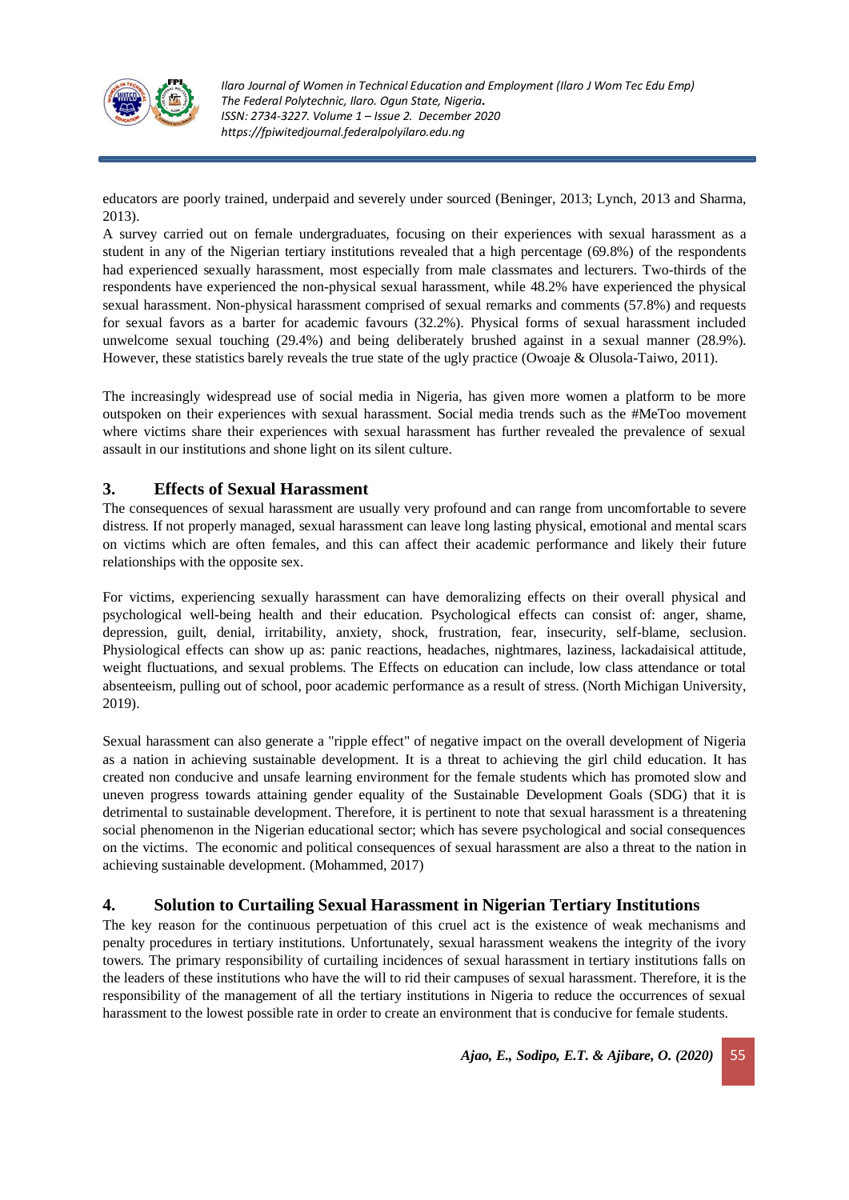educators are poorly trained, underpaid and severely under sourced (Beninger, 2013; Lynch, 2013 and Sharma, 2013).

A survey carried out on female undergraduates, focusing on their experiences with sexual harassment as a student in any of the Nigerian tertiary institutions revealed that a high percentage (69.8%) of the respondents had experienced sexually harassment, most especially from male classmates and lecturers. Two-thirds of the respondents have experienced the non-physical sexual harassment, while 48.2% have experienced the physical sexual harassment. Non-physical harassment comprised of sexual remarks and comments (57.8%) and requests for sexual favors as a barter for academic favours (32.2%). Physical forms of sexual harassment included unwelcome sexual touching (29.4%) and being deliberately brushed against in a sexual manner (28.9%). However, these statistics barely reveals the true state of the ugly practice (Owoaje & Olusola-Taiwo, 2011).

The increasingly widespread use of social media in Nigeria, has given more women a platform to be more outspoken on their experiences with sexual harassment. Social media trends such as the #MeToo movement where victims share their experiences with sexual harassment has further revealed the prevalence of sexual assault in our institutions and shone light on its silent culture.

## 3. Effects of Sexual Harassment

The consequences of sexual harassment are usually very profound and can range from uncomfortable to severe distress. If not properly managed, sexual harassment can leave long lasting physical, emotional and mental scars on victims which are often females, and this can affect their academic performance and likely their future relationships with the opposite sex.

For victims, experiencing sexually harassment can have demoralizing effects on their overall physical and psychological well-being health and their education. Psychological effects can consist of: anger, shame, depression, guilt, denial, irritability, anxiety, shock, frustration, fear, insecurity, self-blame, seclusion. Physiological effects can show up as: panic reactions, headaches, nightmares, laziness, lackadaisical attitude, weight fluctuations, and sexual problems. The Effects on education can include, low class attendance or total absenteeism, pulling out of school, poor academic performance as a result of stress. (North Michigan University, 2019).

Sexual harassment can also generate a "ripple effect" of negative impact on the overall development of Nigeria as a nation in achieving sustainable development. It is a threat to achieving the girl child education. It has created non conducive and unsafe learning environment for the female students which has promoted slow and uneven progress towards attaining gender equality of the Sustainable Development Goals (SDG) that it is detrimental to sustainable development. Therefore, it is pertinent to note that sexual harassment is a threatening social phenomenon in the Nigerian educational sector; which has severe psychological and social consequences on the victims. The economic and political consequences of sexual harassment are also a threat to the nation in achieving sustainable development. (Mohammed, 2017)

## 4. Solution to Curtailing Sexual Harassment in Nigerian Tertiary Institutions

The key reason for the continuous perpetuation of this cruel act is the existence of weak mechanisms and penalty procedures in tertiary institutions. Unfortunately, sexual harassment weakens the integrity of the ivory towers. The primary responsibility of curtailing incidences of sexual harassment in tertiary institutions falls on the leaders of these institutions who have the will to rid their campuses of sexual harassment. Therefore, it is the responsibility of the management of all the tertiary institutions in Nigeria to reduce the occurrences of sexual harassment to the lowest possible rate in order to create an environment that is conducive for female students.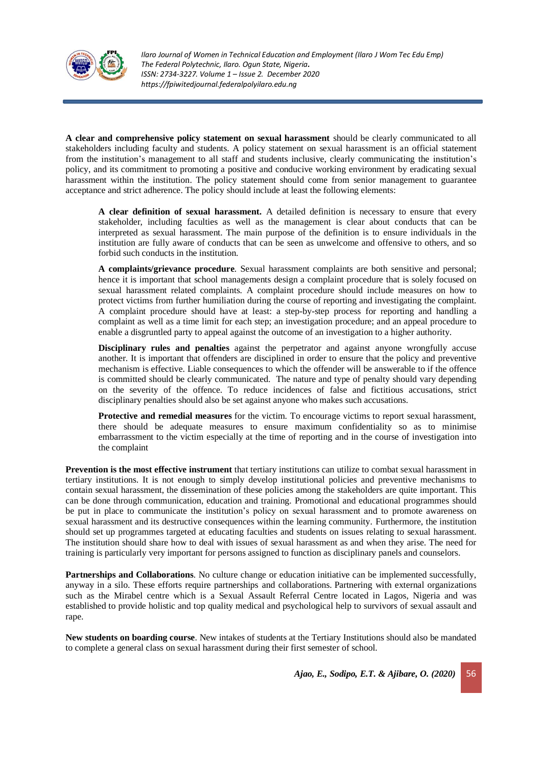**A clear and comprehensive policy statement on sexual harassment** should be clearly communicated to all stakeholders including faculty and students. A policy statement on sexual harassment is an official statement from the institution's management to all staff and students inclusive, clearly communicating the institution's policy, and its commitment to promoting a positive and conducive working environment by eradicating sexual harassment within the institution. The policy statement should come from senior management to guarantee acceptance and strict adherence. The policy should include at least the following elements:

> **A clear definition of sexual harassment.** A detailed definition is necessary to ensure that every stakeholder, including faculties as well as the management is clear about conducts that can be interpreted as sexual harassment. The main purpose of the definition is to ensure individuals in the institution are fully aware of conducts that can be seen as unwelcome and offensive to others, and so forbid such conducts in the institution.
>
> **A complaints/grievance procedure**. Sexual harassment complaints are both sensitive and personal; hence it is important that school managements design a complaint procedure that is solely focused on sexual harassment related complaints. A complaint procedure should include measures on how to protect victims from further humiliation during the course of reporting and investigating the complaint. A complaint procedure should have at least: a step-by-step process for reporting and handling a complaint as well as a time limit for each step; an investigation procedure; and an appeal procedure to enable a disgruntled party to appeal against the outcome of an investigation to a higher authority.
>
> **Disciplinary rules and penalties** against the perpetrator and against anyone wrongfully accuse another. It is important that offenders are disciplined in order to ensure that the policy and preventive mechanism is effective. Liable consequences to which the offender will be answerable to if the offence is committed should be clearly communicated. The nature and type of penalty should vary depending on the severity of the offence. To reduce incidences of false and fictitious accusations, strict disciplinary penalties should also be set against anyone who makes such accusations.
>
> **Protective and remedial measures** for the victim. To encourage victims to report sexual harassment, there should be adequate measures to ensure maximum confidentiality so as to minimise embarrassment to the victim especially at the time of reporting and in the course of investigation into the complaint

**Prevention is the most effective instrument** that tertiary institutions can utilize to combat sexual harassment in tertiary institutions. It is not enough to simply develop institutional policies and preventive mechanisms to contain sexual harassment, the dissemination of these policies among the stakeholders are quite important. This can be done through communication, education and training. Promotional and educational programmes should be put in place to communicate the institution's policy on sexual harassment and to promote awareness on sexual harassment and its destructive consequences within the learning community. Furthermore, the institution should set up programmes targeted at educating faculties and students on issues relating to sexual harassment. The institution should share how to deal with issues of sexual harassment as and when they arise. The need for training is particularly very important for persons assigned to function as disciplinary panels and counselors.

**Partnerships and Collaborations**. No culture change or education initiative can be implemented successfully, anyway in a silo. These efforts require partnerships and collaborations. Partnering with external organizations such as the Mirabel centre which is a Sexual Assault Referral Centre located in Lagos, Nigeria and was established to provide holistic and top quality medical and psychological help to survivors of sexual assault and rape.

**New students on boarding course**. New intakes of students at the Tertiary Institutions should also be mandated to complete a general class on sexual harassment during their first semester of school.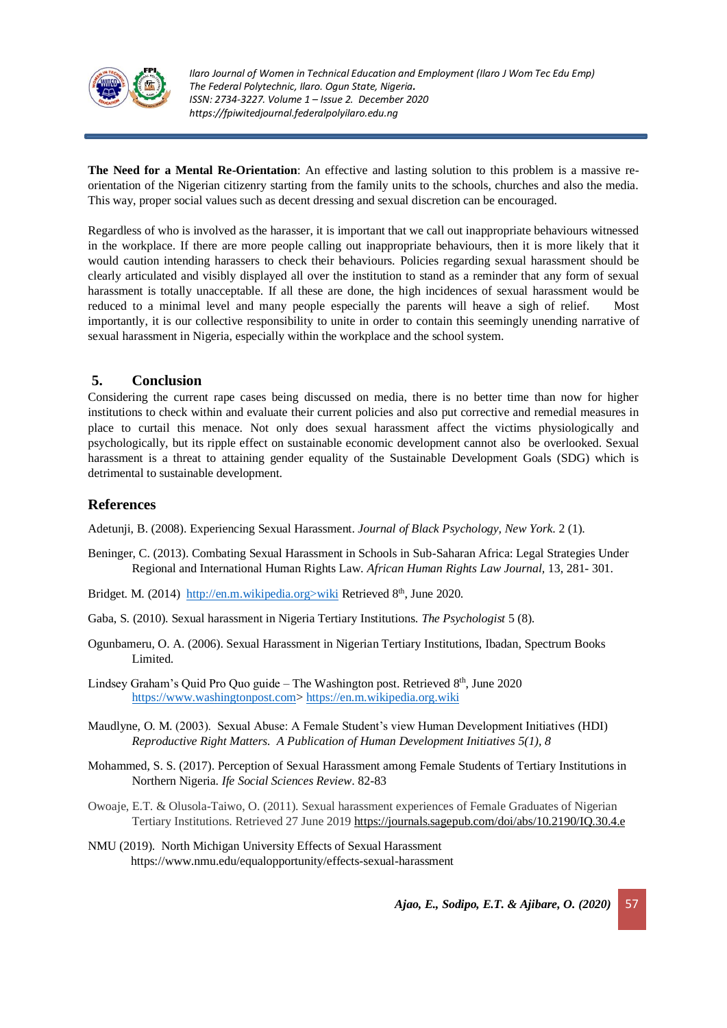**The Need for a Mental Re-Orientation**: An effective and lasting solution to this problem is a massive re-orientation of the Nigerian citizenry starting from the family units to the schools, churches and also the media. This way, proper social values such as decent dressing and sexual discretion can be encouraged.

Regardless of who is involved as the harasser, it is important that we call out inappropriate behaviours witnessed in the workplace. If there are more people calling out inappropriate behaviours, then it is more likely that it would caution intending harassers to check their behaviours. Policies regarding sexual harassment should be clearly articulated and visibly displayed all over the institution to stand as a reminder that any form of sexual harassment is totally unacceptable. If all these are done, the high incidences of sexual harassment would be reduced to a minimal level and many people especially the parents will heave a sigh of relief. Most importantly, it is our collective responsibility to unite in order to contain this seemingly unending narrative of sexual harassment in Nigeria, especially within the workplace and the school system.

## 5. Conclusion

Considering the current rape cases being discussed on media, there is no better time than now for higher institutions to check within and evaluate their current policies and also put corrective and remedial measures in place to curtail this menace. Not only does sexual harassment affect the victims physiologically and psychologically, but its ripple effect on sustainable economic development cannot also be overlooked. Sexual harassment is a threat to attaining gender equality of the Sustainable Development Goals (SDG) which is detrimental to sustainable development.

## References

Adetunji, B. (2008). Experiencing Sexual Harassment. *Journal of Black Psychology, New York*. 2 (1).

Beninger, C. (2013). Combating Sexual Harassment in Schools in Sub-Saharan Africa: Legal Strategies Under Regional and International Human Rights Law. *African Human Rights Law Journal,* 13, 281- 301.

Bridget. M. (2014) http://en.m.wikipedia.org>wiki Retrieved 8th, June 2020.

Gaba, S. (2010). Sexual harassment in Nigeria Tertiary Institutions. *The Psychologist* 5 (8).

Ogunbameru, O. A. (2006). Sexual Harassment in Nigerian Tertiary Institutions, Ibadan, Spectrum Books Limited.

Lindsey Graham's Quid Pro Quo guide – The Washington post. Retrieved 8th, June 2020 https://www.washingtonpost.com> https://en.m.wikipedia.org.wiki

Maudlyne, O. M. (2003). Sexual Abuse: A Female Student's view Human Development Initiatives (HDI) *Reproductive Right Matters. A Publication of Human Development Initiatives 5(1), 8*

Mohammed, S. S. (2017). Perception of Sexual Harassment among Female Students of Tertiary Institutions in Northern Nigeria. *Ife Social Sciences Review*. 82-83

Owoaje, E.T. & Olusola-Taiwo, O. (2011). Sexual harassment experiences of Female Graduates of Nigerian Tertiary Institutions. Retrieved 27 June 2019 https://journals.sagepub.com/doi/abs/10.2190/IQ.30.4.e

NMU (2019). North Michigan University Effects of Sexual Harassment https://www.nmu.edu/equalopportunity/effects-sexual-harassment